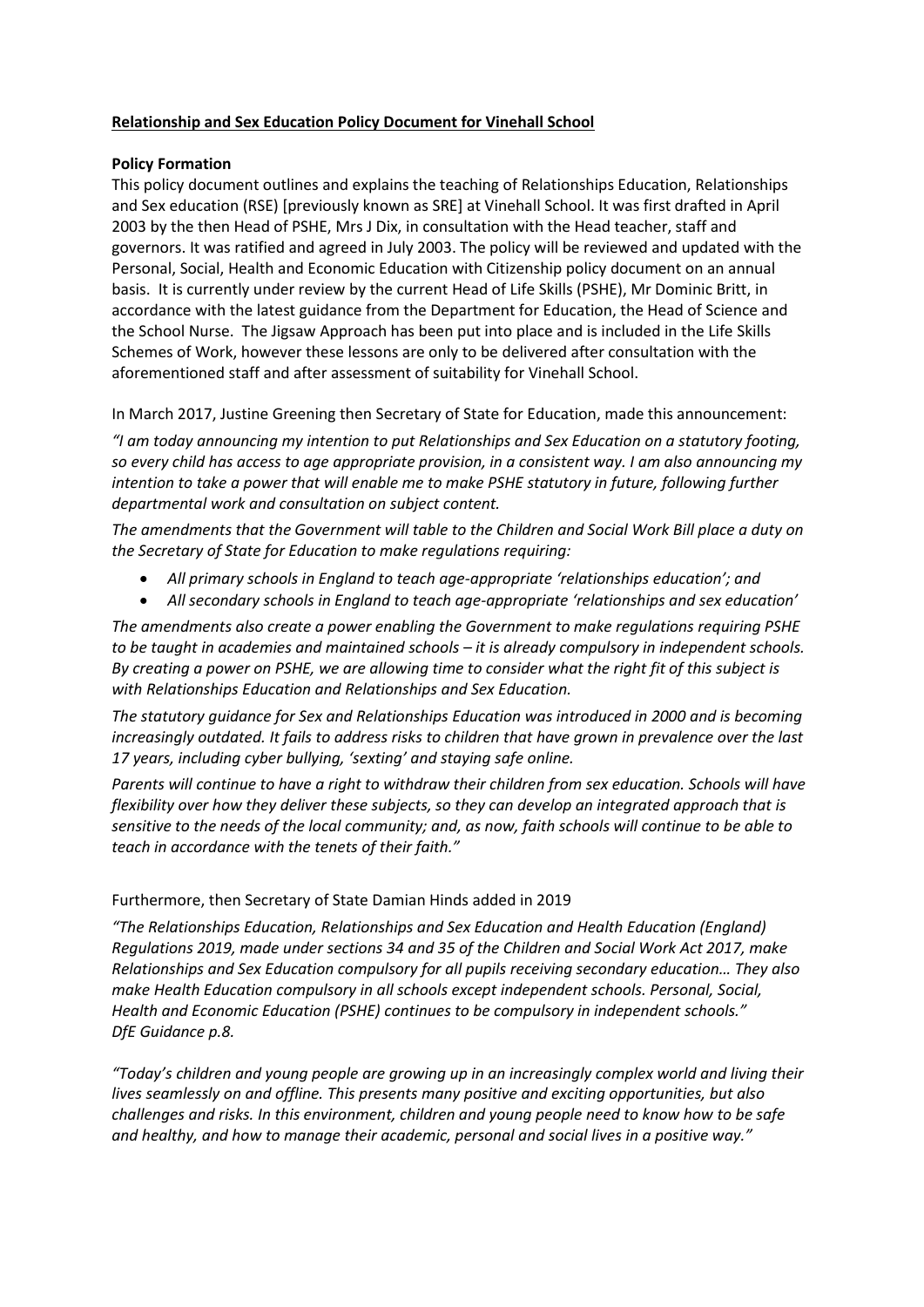# **Relationship and Sex Education Policy Document for Vinehall School**

### **Policy Formation**

This policy document outlines and explains the teaching of Relationships Education, Relationships and Sex education (RSE) [previously known as SRE] at Vinehall School. It was first drafted in April 2003 by the then Head of PSHE, Mrs J Dix, in consultation with the Head teacher, staff and governors. It was ratified and agreed in July 2003. The policy will be reviewed and updated with the Personal, Social, Health and Economic Education with Citizenship policy document on an annual basis. It is currently under review by the current Head of Life Skills (PSHE), Mr Dominic Britt, in accordance with the latest guidance from the Department for Education, the Head of Science and the School Nurse. The Jigsaw Approach has been put into place and is included in the Life Skills Schemes of Work, however these lessons are only to be delivered after consultation with the aforementioned staff and after assessment of suitability for Vinehall School.

In March 2017, Justine Greening then Secretary of State for Education, made this announcement:

*"I am today announcing my intention to put Relationships and Sex Education on a statutory footing, so every child has access to age appropriate provision, in a consistent way. I am also announcing my intention to take a power that will enable me to make PSHE statutory in future, following further departmental work and consultation on subject content.*

*The amendments that the Government will table to the Children and Social Work Bill place a duty on the Secretary of State for Education to make regulations requiring:*

- *All primary schools in England to teach age-appropriate 'relationships education'; and*
- *All secondary schools in England to teach age-appropriate 'relationships and sex education'*

*The amendments also create a power enabling the Government to make regulations requiring PSHE to be taught in academies and maintained schools – it is already compulsory in independent schools. By creating a power on PSHE, we are allowing time to consider what the right fit of this subject is with Relationships Education and Relationships and Sex Education.*

*The statutory guidance for Sex and Relationships Education was introduced in 2000 and is becoming increasingly outdated. It fails to address risks to children that have grown in prevalence over the last 17 years, including cyber bullying, 'sexting' and staying safe online.*

*Parents will continue to have a right to withdraw their children from sex education. Schools will have flexibility over how they deliver these subjects, so they can develop an integrated approach that is sensitive to the needs of the local community; and, as now, faith schools will continue to be able to teach in accordance with the tenets of their faith."*

Furthermore, then Secretary of State Damian Hinds added in 2019

*"The Relationships Education, Relationships and Sex Education and Health Education (England) Regulations 2019, made under sections 34 and 35 of the Children and Social Work Act 2017, make Relationships and Sex Education compulsory for all pupils receiving secondary education… They also make Health Education compulsory in all schools except independent schools. Personal, Social, Health and Economic Education (PSHE) continues to be compulsory in independent schools."*
*DfE Guidance p.8.*

*"Today's children and young people are growing up in an increasingly complex world and living their lives seamlessly on and offline. This presents many positive and exciting opportunities, but also challenges and risks. In this environment, children and young people need to know how to be safe and healthy, and how to manage their academic, personal and social lives in a positive way."*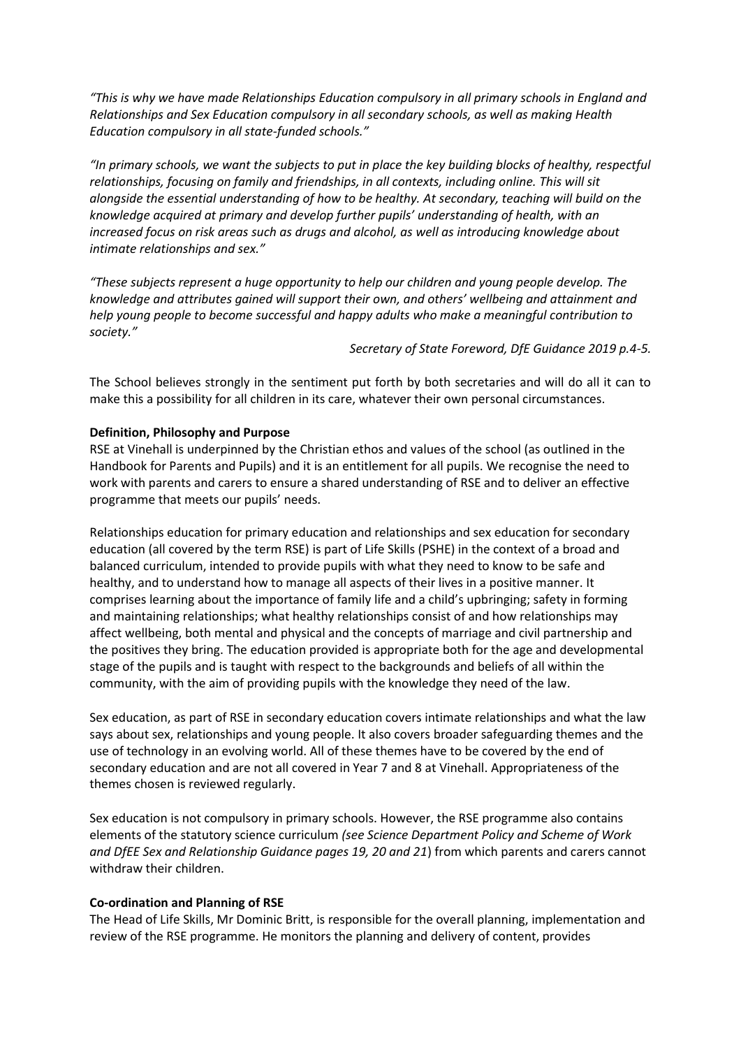*"This is why we have made Relationships Education compulsory in all primary schools in England and Relationships and Sex Education compulsory in all secondary schools, as well as making Health Education compulsory in all state-funded schools."*

*"In primary schools, we want the subjects to put in place the key building blocks of healthy, respectful relationships, focusing on family and friendships, in all contexts, including online. This will sit alongside the essential understanding of how to be healthy. At secondary, teaching will build on the knowledge acquired at primary and develop further pupils' understanding of health, with an increased focus on risk areas such as drugs and alcohol, as well as introducing knowledge about intimate relationships and sex."*

*"These subjects represent a huge opportunity to help our children and young people develop. The knowledge and attributes gained will support their own, and others' wellbeing and attainment and help young people to become successful and happy adults who make a meaningful contribution to society."*

*Secretary of State Foreword, DfE Guidance 2019 p.4-5.*

The School believes strongly in the sentiment put forth by both secretaries and will do all it can to make this a possibility for all children in its care, whatever their own personal circumstances.

**Definition, Philosophy and Purpose**

RSE at Vinehall is underpinned by the Christian ethos and values of the school (as outlined in the Handbook for Parents and Pupils) and it is an entitlement for all pupils. We recognise the need to work with parents and carers to ensure a shared understanding of RSE and to deliver an effective programme that meets our pupils' needs.

Relationships education for primary education and relationships and sex education for secondary education (all covered by the term RSE) is part of Life Skills (PSHE) in the context of a broad and balanced curriculum, intended to provide pupils with what they need to know to be safe and healthy, and to understand how to manage all aspects of their lives in a positive manner. It comprises learning about the importance of family life and a child's upbringing; safety in forming and maintaining relationships; what healthy relationships consist of and how relationships may affect wellbeing, both mental and physical and the concepts of marriage and civil partnership and the positives they bring. The education provided is appropriate both for the age and developmental stage of the pupils and is taught with respect to the backgrounds and beliefs of all within the community, with the aim of providing pupils with the knowledge they need of the law.

Sex education, as part of RSE in secondary education covers intimate relationships and what the law says about sex, relationships and young people. It also covers broader safeguarding themes and the use of technology in an evolving world. All of these themes have to be covered by the end of secondary education and are not all covered in Year 7 and 8 at Vinehall. Appropriateness of the themes chosen is reviewed regularly.

Sex education is not compulsory in primary schools. However, the RSE programme also contains elements of the statutory science curriculum *(see Science Department Policy and Scheme of Work and DfEE Sex and Relationship Guidance pages 19, 20 and 21*) from which parents and carers cannot withdraw their children.

**Co-ordination and Planning of RSE**

The Head of Life Skills, Mr Dominic Britt, is responsible for the overall planning, implementation and review of the RSE programme. He monitors the planning and delivery of content, provides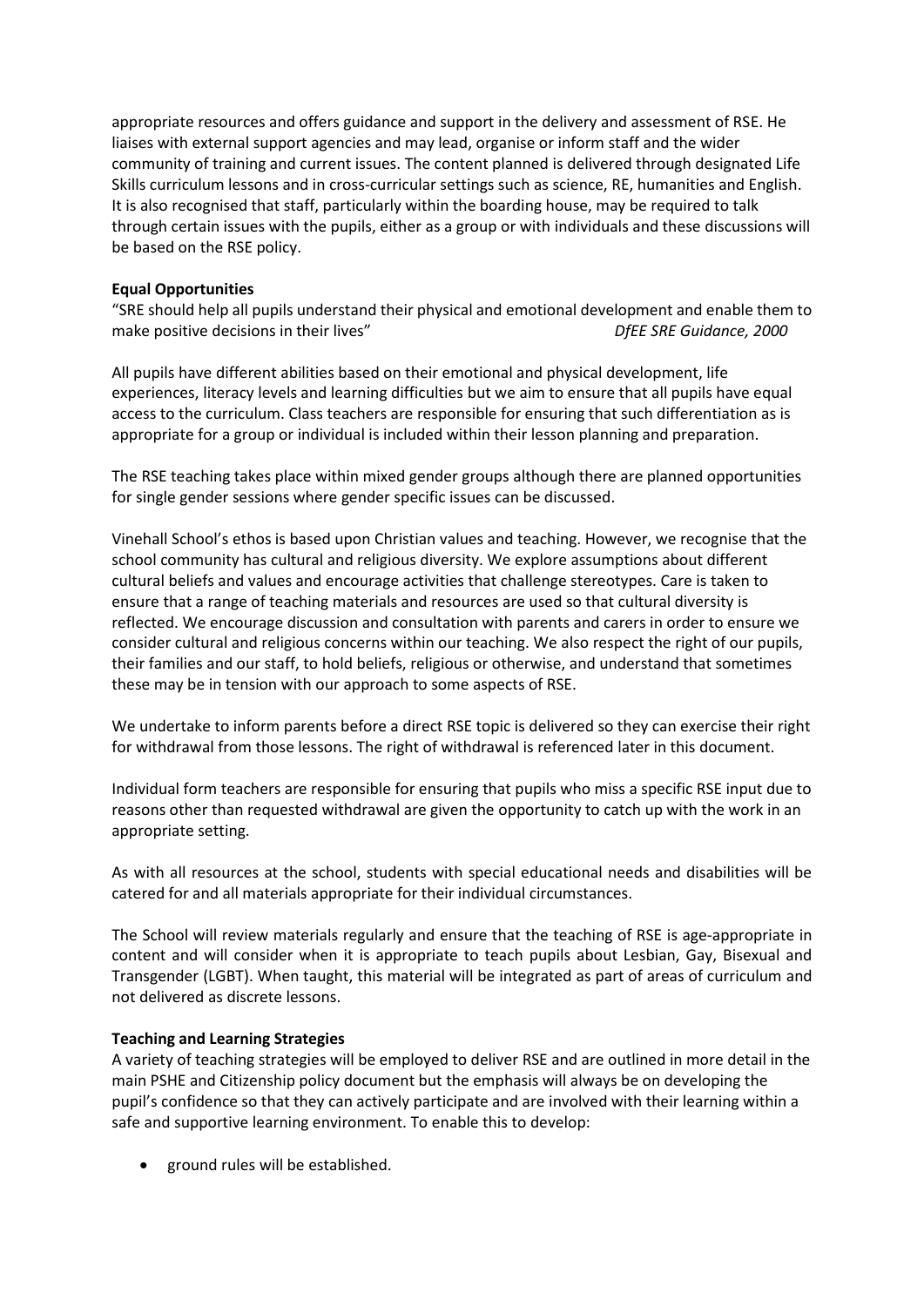appropriate resources and offers guidance and support in the delivery and assessment of RSE. He liaises with external support agencies and may lead, organise or inform staff and the wider community of training and current issues. The content planned is delivered through designated Life Skills curriculum lessons and in cross-curricular settings such as science, RE, humanities and English. It is also recognised that staff, particularly within the boarding house, may be required to talk through certain issues with the pupils, either as a group or with individuals and these discussions will be based on the RSE policy.

**Equal Opportunities**

"SRE should help all pupils understand their physical and emotional development and enable them to make positive decisions in their lives" *DfEE SRE Guidance, 2000*

All pupils have different abilities based on their emotional and physical development, life experiences, literacy levels and learning difficulties but we aim to ensure that all pupils have equal access to the curriculum. Class teachers are responsible for ensuring that such differentiation as is appropriate for a group or individual is included within their lesson planning and preparation.

The RSE teaching takes place within mixed gender groups although there are planned opportunities for single gender sessions where gender specific issues can be discussed.

Vinehall School's ethos is based upon Christian values and teaching. However, we recognise that the school community has cultural and religious diversity. We explore assumptions about different cultural beliefs and values and encourage activities that challenge stereotypes. Care is taken to ensure that a range of teaching materials and resources are used so that cultural diversity is reflected. We encourage discussion and consultation with parents and carers in order to ensure we consider cultural and religious concerns within our teaching. We also respect the right of our pupils, their families and our staff, to hold beliefs, religious or otherwise, and understand that sometimes these may be in tension with our approach to some aspects of RSE.

We undertake to inform parents before a direct RSE topic is delivered so they can exercise their right for withdrawal from those lessons. The right of withdrawal is referenced later in this document.

Individual form teachers are responsible for ensuring that pupils who miss a specific RSE input due to reasons other than requested withdrawal are given the opportunity to catch up with the work in an appropriate setting.

As with all resources at the school, students with special educational needs and disabilities will be catered for and all materials appropriate for their individual circumstances.

The School will review materials regularly and ensure that the teaching of RSE is age-appropriate in content and will consider when it is appropriate to teach pupils about Lesbian, Gay, Bisexual and Transgender (LGBT). When taught, this material will be integrated as part of areas of curriculum and not delivered as discrete lessons.

**Teaching and Learning Strategies**

A variety of teaching strategies will be employed to deliver RSE and are outlined in more detail in the main PSHE and Citizenship policy document but the emphasis will always be on developing the pupil's confidence so that they can actively participate and are involved with their learning within a safe and supportive learning environment. To enable this to develop:

- ground rules will be established.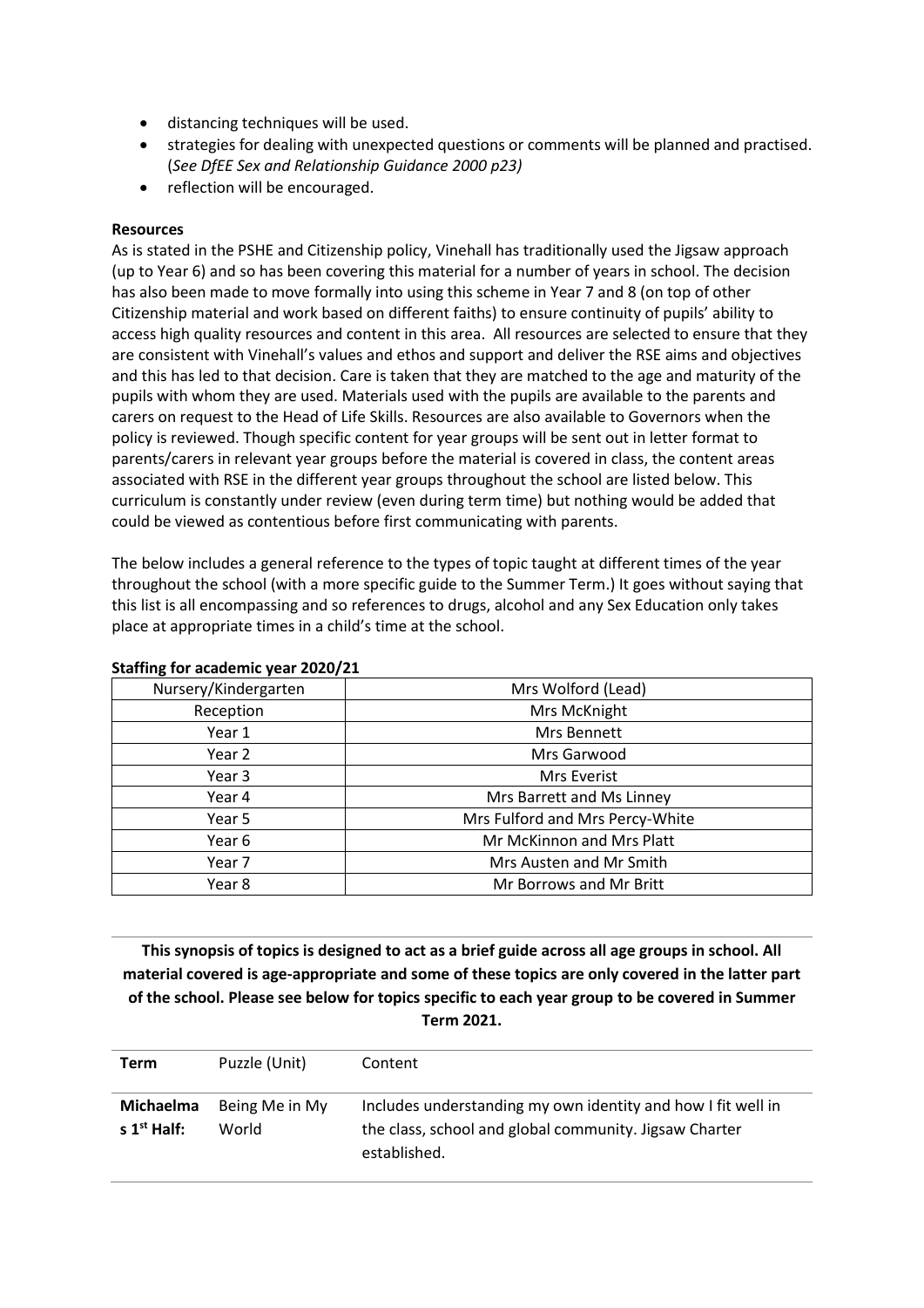- distancing techniques will be used.
- strategies for dealing with unexpected questions or comments will be planned and practised. (*See DfEE Sex and Relationship Guidance 2000 p23)*
- reflection will be encouraged.

**Resources**

As is stated in the PSHE and Citizenship policy, Vinehall has traditionally used the Jigsaw approach (up to Year 6) and so has been covering this material for a number of years in school. The decision has also been made to move formally into using this scheme in Year 7 and 8 (on top of other Citizenship material and work based on different faiths) to ensure continuity of pupils' ability to access high quality resources and content in this area. All resources are selected to ensure that they are consistent with Vinehall's values and ethos and support and deliver the RSE aims and objectives and this has led to that decision. Care is taken that they are matched to the age and maturity of the pupils with whom they are used. Materials used with the pupils are available to the parents and carers on request to the Head of Life Skills. Resources are also available to Governors when the policy is reviewed. Though specific content for year groups will be sent out in letter format to parents/carers in relevant year groups before the material is covered in class, the content areas associated with RSE in the different year groups throughout the school are listed below. This curriculum is constantly under review (even during term time) but nothing would be added that could be viewed as contentious before first communicating with parents.

The below includes a general reference to the types of topic taught at different times of the year throughout the school (with a more specific guide to the Summer Term.) It goes without saying that this list is all encompassing and so references to drugs, alcohol and any Sex Education only takes place at appropriate times in a child's time at the school.

**Staffing for academic year 2020/21**

| Nursery/Kindergarten | Mrs Wolford (Lead) |
|---|---|
| Reception | Mrs McKnight |
| Year 1 | Mrs Bennett |
| Year 2 | Mrs Garwood |
| Year 3 | Mrs Everist |
| Year 4 | Mrs Barrett and Ms Linney |
| Year 5 | Mrs Fulford and Mrs Percy-White |
| Year 6 | Mr McKinnon and Mrs Platt |
| Year 7 | Mrs Austen and Mr Smith |
| Year 8 | Mr Borrows and Mr Britt |

**This synopsis of topics is designed to act as a brief guide across all age groups in school. All material covered is age-appropriate and some of these topics are only covered in the latter part of the school. Please see below for topics specific to each year group to be covered in Summer Term 2021.**

| Term | Puzzle (Unit) | Content |
|---|---|---|
| **Michaelmas 1st Half:** | Being Me in My World | Includes understanding my own identity and how I fit well in the class, school and global community. Jigsaw Charter established. |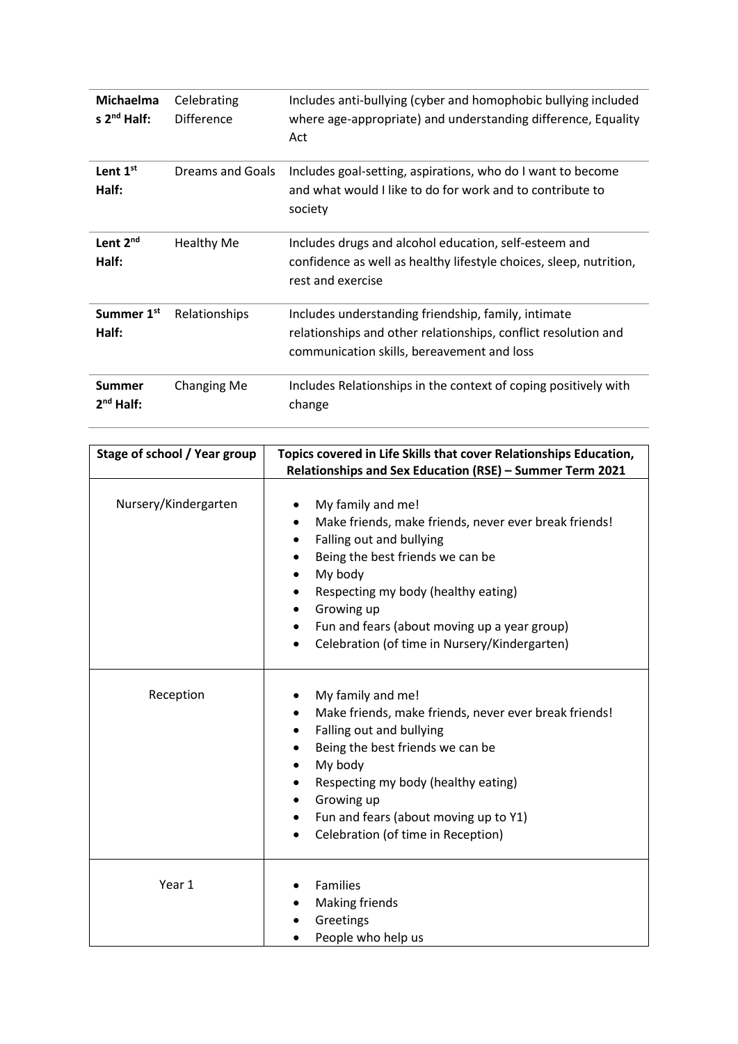| | | |
|---|---|---|
| **Michaelmas 2nd Half:** | Celebrating Difference | Includes anti-bullying (cyber and homophobic bullying included where age-appropriate) and understanding difference, Equality Act |
| **Lent 1st Half:** | Dreams and Goals | Includes goal-setting, aspirations, who do I want to become and what would I like to do for work and to contribute to society |
| **Lent 2nd Half:** | Healthy Me | Includes drugs and alcohol education, self-esteem and confidence as well as healthy lifestyle choices, sleep, nutrition, rest and exercise |
| **Summer 1st Half:** | Relationships | Includes understanding friendship, family, intimate relationships and other relationships, conflict resolution and communication skills, bereavement and loss |
| **Summer 2nd Half:** | Changing Me | Includes Relationships in the context of coping positively with change |

| Stage of school / Year group | Topics covered in Life Skills that cover Relationships Education, Relationships and Sex Education (RSE) – Summer Term 2021 |
|---|---|
| Nursery/Kindergarten | • My family and me!<br>• Make friends, make friends, never ever break friends!<br>• Falling out and bullying<br>• Being the best friends we can be<br>• My body<br>• Respecting my body (healthy eating)<br>• Growing up<br>• Fun and fears (about moving up a year group)<br>• Celebration (of time in Nursery/Kindergarten) |
| Reception | • My family and me!<br>• Make friends, make friends, never ever break friends!<br>• Falling out and bullying<br>• Being the best friends we can be<br>• My body<br>• Respecting my body (healthy eating)<br>• Growing up<br>• Fun and fears (about moving up to Y1)<br>• Celebration (of time in Reception) |
| Year 1 | • Families<br>• Making friends<br>• Greetings<br>• People who help us |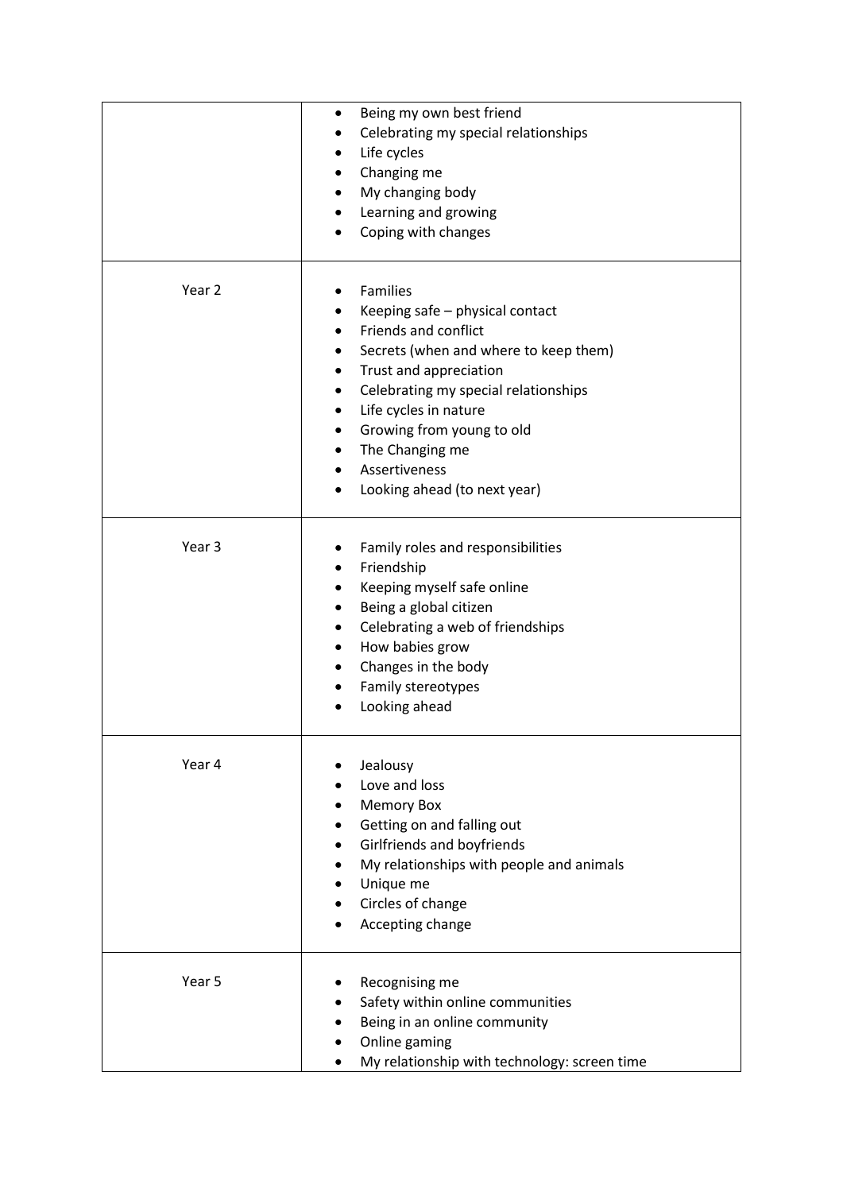| | |
|---|---|
| | • Being my own best friend<br>• Celebrating my special relationships<br>• Life cycles<br>• Changing me<br>• My changing body<br>• Learning and growing<br>• Coping with changes |
| Year 2 | • Families<br>• Keeping safe – physical contact<br>• Friends and conflict<br>• Secrets (when and where to keep them)<br>• Trust and appreciation<br>• Celebrating my special relationships<br>• Life cycles in nature<br>• Growing from young to old<br>• The Changing me<br>• Assertiveness<br>• Looking ahead (to next year) |
| Year 3 | • Family roles and responsibilities<br>• Friendship<br>• Keeping myself safe online<br>• Being a global citizen<br>• Celebrating a web of friendships<br>• How babies grow<br>• Changes in the body<br>• Family stereotypes<br>• Looking ahead |
| Year 4 | • Jealousy<br>• Love and loss<br>• Memory Box<br>• Getting on and falling out<br>• Girlfriends and boyfriends<br>• My relationships with people and animals<br>• Unique me<br>• Circles of change<br>• Accepting change |
| Year 5 | • Recognising me<br>• Safety within online communities<br>• Being in an online community<br>• Online gaming<br>• My relationship with technology: screen time |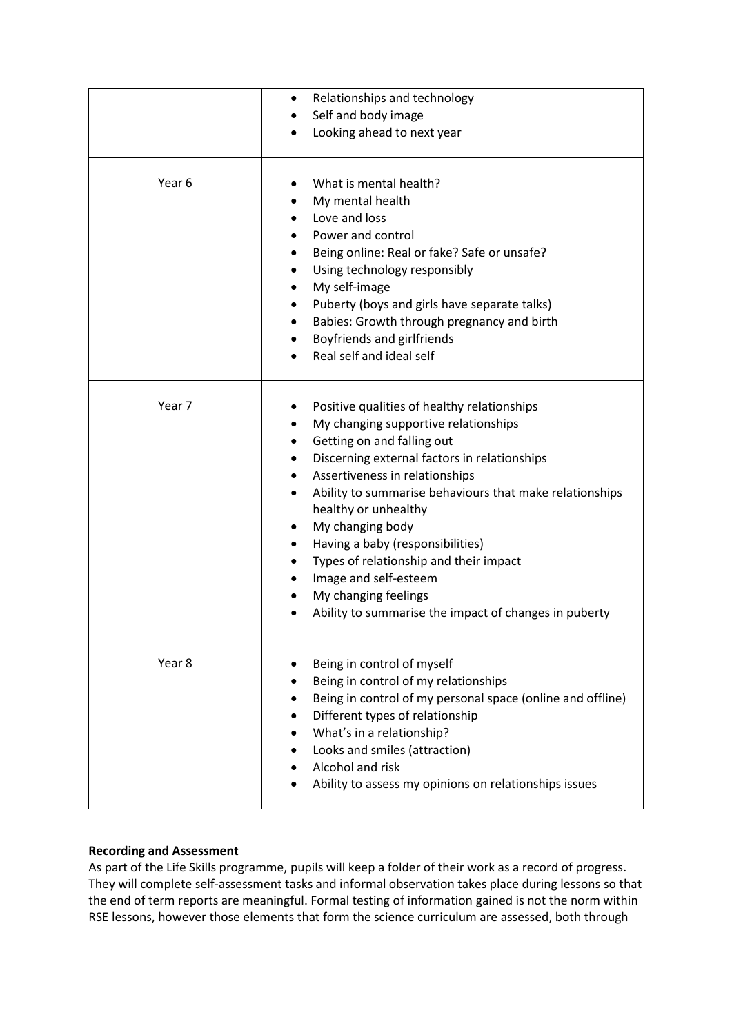| | |
|---|---|
| | • Relationships and technology<br>• Self and body image<br>• Looking ahead to next year |
| Year 6 | • What is mental health?<br>• My mental health<br>• Love and loss<br>• Power and control<br>• Being online: Real or fake? Safe or unsafe?<br>• Using technology responsibly<br>• My self-image<br>• Puberty (boys and girls have separate talks)<br>• Babies: Growth through pregnancy and birth<br>• Boyfriends and girlfriends<br>• Real self and ideal self |
| Year 7 | • Positive qualities of healthy relationships<br>• My changing supportive relationships<br>• Getting on and falling out<br>• Discerning external factors in relationships<br>• Assertiveness in relationships<br>• Ability to summarise behaviours that make relationships healthy or unhealthy<br>• My changing body<br>• Having a baby (responsibilities)<br>• Types of relationship and their impact<br>• Image and self-esteem<br>• My changing feelings<br>• Ability to summarise the impact of changes in puberty |
| Year 8 | • Being in control of myself<br>• Being in control of my relationships<br>• Being in control of my personal space (online and offline)<br>• Different types of relationship<br>• What's in a relationship?<br>• Looks and smiles (attraction)<br>• Alcohol and risk<br>• Ability to assess my opinions on relationships issues |

**Recording and Assessment**

As part of the Life Skills programme, pupils will keep a folder of their work as a record of progress. They will complete self-assessment tasks and informal observation takes place during lessons so that the end of term reports are meaningful. Formal testing of information gained is not the norm within RSE lessons, however those elements that form the science curriculum are assessed, both through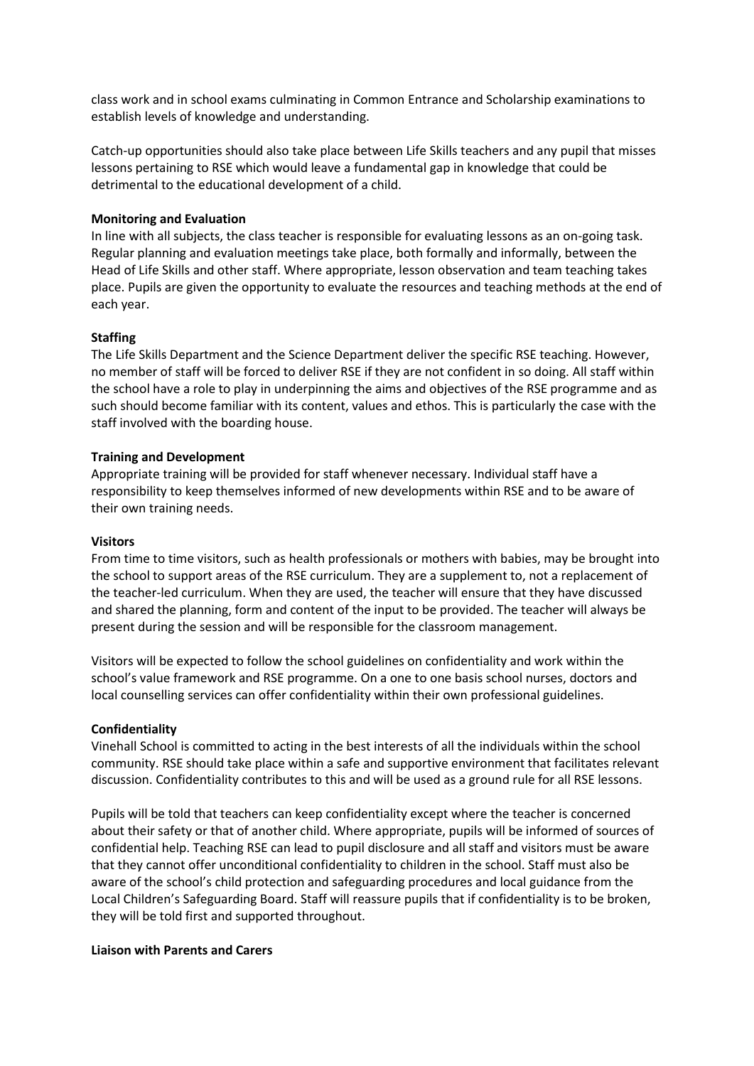class work and in school exams culminating in Common Entrance and Scholarship examinations to establish levels of knowledge and understanding.

Catch-up opportunities should also take place between Life Skills teachers and any pupil that misses lessons pertaining to RSE which would leave a fundamental gap in knowledge that could be detrimental to the educational development of a child.

**Monitoring and Evaluation**
In line with all subjects, the class teacher is responsible for evaluating lessons as an on-going task. Regular planning and evaluation meetings take place, both formally and informally, between the Head of Life Skills and other staff. Where appropriate, lesson observation and team teaching takes place. Pupils are given the opportunity to evaluate the resources and teaching methods at the end of each year.

**Staffing**
The Life Skills Department and the Science Department deliver the specific RSE teaching. However, no member of staff will be forced to deliver RSE if they are not confident in so doing. All staff within the school have a role to play in underpinning the aims and objectives of the RSE programme and as such should become familiar with its content, values and ethos. This is particularly the case with the staff involved with the boarding house.

**Training and Development**
Appropriate training will be provided for staff whenever necessary. Individual staff have a responsibility to keep themselves informed of new developments within RSE and to be aware of their own training needs.

**Visitors**
From time to time visitors, such as health professionals or mothers with babies, may be brought into the school to support areas of the RSE curriculum. They are a supplement to, not a replacement of the teacher-led curriculum. When they are used, the teacher will ensure that they have discussed and shared the planning, form and content of the input to be provided. The teacher will always be present during the session and will be responsible for the classroom management.

Visitors will be expected to follow the school guidelines on confidentiality and work within the school's value framework and RSE programme. On a one to one basis school nurses, doctors and local counselling services can offer confidentiality within their own professional guidelines.

**Confidentiality**
Vinehall School is committed to acting in the best interests of all the individuals within the school community. RSE should take place within a safe and supportive environment that facilitates relevant discussion. Confidentiality contributes to this and will be used as a ground rule for all RSE lessons.

Pupils will be told that teachers can keep confidentiality except where the teacher is concerned about their safety or that of another child. Where appropriate, pupils will be informed of sources of confidential help. Teaching RSE can lead to pupil disclosure and all staff and visitors must be aware that they cannot offer unconditional confidentiality to children in the school. Staff must also be aware of the school's child protection and safeguarding procedures and local guidance from the Local Children's Safeguarding Board. Staff will reassure pupils that if confidentiality is to be broken, they will be told first and supported throughout.

**Liaison with Parents and Carers**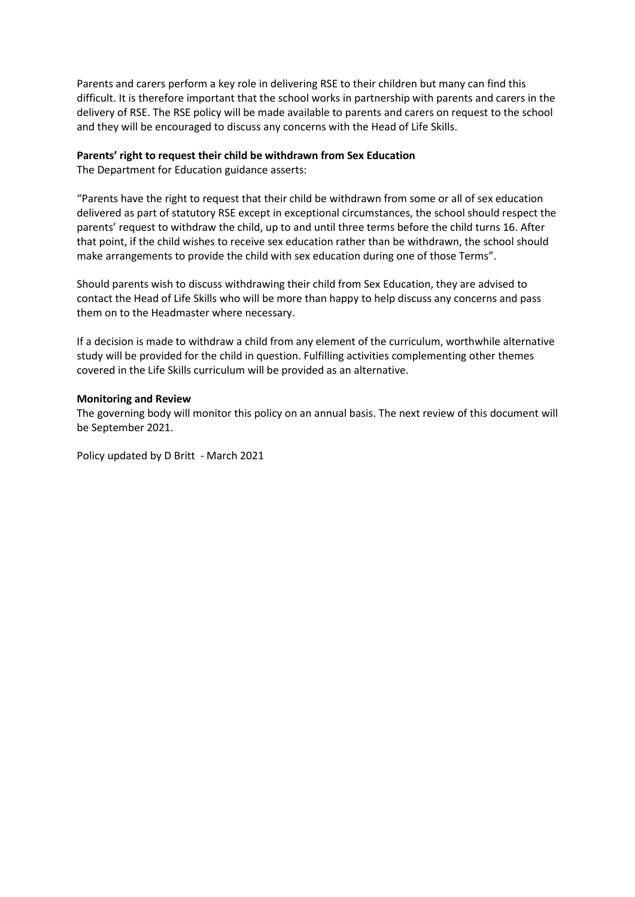Parents and carers perform a key role in delivering RSE to their children but many can find this difficult. It is therefore important that the school works in partnership with parents and carers in the delivery of RSE. The RSE policy will be made available to parents and carers on request to the school and they will be encouraged to discuss any concerns with the Head of Life Skills.

**Parents' right to request their child be withdrawn from Sex Education**

The Department for Education guidance asserts:

"Parents have the right to request that their child be withdrawn from some or all of sex education delivered as part of statutory RSE except in exceptional circumstances, the school should respect the parents' request to withdraw the child, up to and until three terms before the child turns 16. After that point, if the child wishes to receive sex education rather than be withdrawn, the school should make arrangements to provide the child with sex education during one of those Terms".

Should parents wish to discuss withdrawing their child from Sex Education, they are advised to contact the Head of Life Skills who will be more than happy to help discuss any concerns and pass them on to the Headmaster where necessary.

If a decision is made to withdraw a child from any element of the curriculum, worthwhile alternative study will be provided for the child in question. Fulfilling activities complementing other themes covered in the Life Skills curriculum will be provided as an alternative.

**Monitoring and Review**

The governing body will monitor this policy on an annual basis. The next review of this document will be September 2021.

Policy updated by D Britt - March 2021